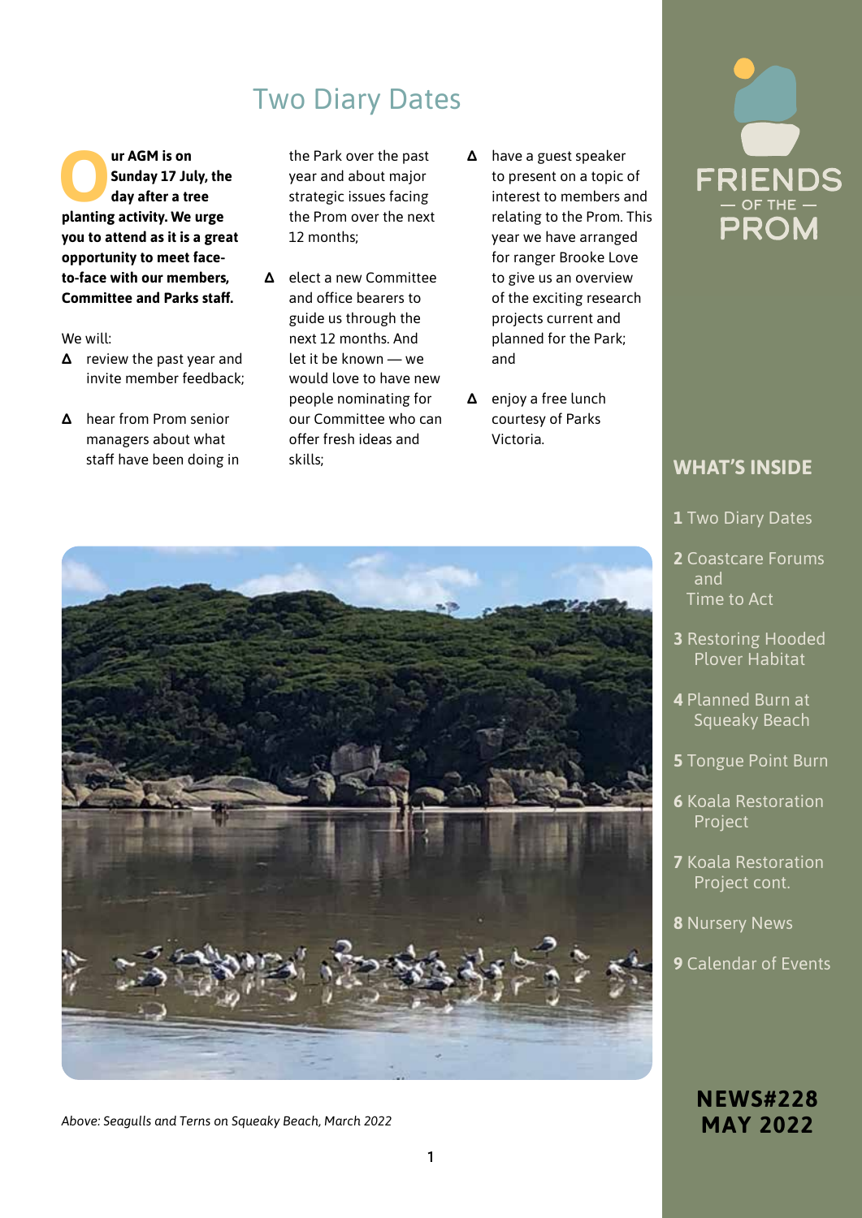# Two Diary Dates

**Our AGM is on Sunday 17 July, the day after a tree planting activity. We urge you to attend as it is a great opportunity to meet face-to-face with our members, Committee and Parks staff.**

We will:

- review the past year and invite member feedback;
- hear from Prom senior managers about what staff have been doing in the Park over the past year and about major strategic issues facing the Prom over the next 12 months;
- elect a new Committee and office bearers to guide us through the next 12 months. And let it be known — we would love to have new people nominating for our Committee who can offer fresh ideas and skills;
- have a guest speaker to present on a topic of interest to members and relating to the Prom. This year we have arranged for ranger Brooke Love to give us an overview of the exciting research projects current and planned for the Park; and
- enjoy a free lunch courtesy of Parks Victoria.

*Above: Seagulls and Terns on Squeaky Beach, March 2022*

FRIENDS — OF THE — PROM

## WHAT'S INSIDE

**1** Two Diary Dates

**2** Coastcare Forums and Time to Act

**3** Restoring Hooded Plover Habitat

**4** Planned Burn at Squeaky Beach

**5** Tongue Point Burn

**6** Koala Restoration Project

**7** Koala Restoration Project cont.

**8** Nursery News

**9** Calendar of Events

**NEWS#228**
**MAY 2022**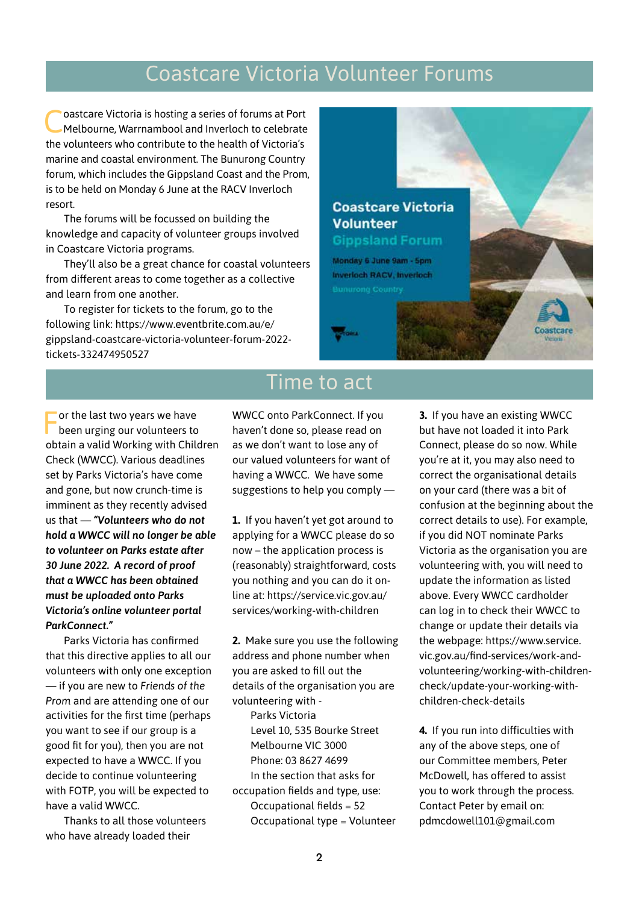# Coastcare Victoria Volunteer Forums

Coastcare Victoria is hosting a series of forums at Port Melbourne, Warrnambool and Inverloch to celebrate the volunteers who contribute to the health of Victoria's marine and coastal environment. The Bunurong Country forum, which includes the Gippsland Coast and the Prom, is to be held on Monday 6 June at the RACV Inverloch resort.

The forums will be focussed on building the knowledge and capacity of volunteer groups involved in Coastcare Victoria programs.

They'll also be a great chance for coastal volunteers from different areas to come together as a collective and learn from one another.

To register for tickets to the forum, go to the following link: https://www.eventbrite.com.au/e/gippsland-coastcare-victoria-volunteer-forum-2022-tickets-332474950527

**Coastcare Victoria Volunteer Gippsland Forum**

Monday 6 June 9am - 5pm
Inverloch RACV, Inverloch
Bunurong Country

# Time to act

For the last two years we have been urging our volunteers to obtain a valid Working with Children Check (WWCC). Various deadlines set by Parks Victoria's have come and gone, but now crunch-time is imminent as they recently advised us that — ***"Volunteers who do not hold a WWCC will no longer be able to volunteer on Parks estate after 30 June 2022. A record of proof that a WWCC has been obtained must be uploaded onto Parks Victoria's online volunteer portal ParkConnect."***

Parks Victoria has confirmed that this directive applies to all our volunteers with only one exception — if you are new to *Friends of the Prom* and are attending one of our activities for the first time (perhaps you want to see if our group is a good fit for you), then you are not expected to have a WWCC. If you decide to continue volunteering with FOTP, you will be expected to have a valid WWCC.

Thanks to all those volunteers who have already loaded their WWCC onto ParkConnect. If you haven't done so, please read on as we don't want to lose any of our valued volunteers for want of having a WWCC. We have some suggestions to help you comply —

**1.** If you haven't yet got around to applying for a WWCC please do so now – the application process is (reasonably) straightforward, costs you nothing and you can do it on-line at: https://service.vic.gov.au/services/working-with-children

**2.** Make sure you use the following address and phone number when you are asked to fill out the details of the organisation you are volunteering with -

Parks Victoria
Level 10, 535 Bourke Street
Melbourne VIC 3000
Phone: 03 8627 4699

In the section that asks for occupation fields and type, use:

Occupational fields = 52
Occupational type = Volunteer

**3.** If you have an existing WWCC but have not loaded it into Park Connect, please do so now. While you're at it, you may also need to correct the organisational details on your card (there was a bit of confusion at the beginning about the correct details to use). For example, if you did NOT nominate Parks Victoria as the organisation you are volunteering with, you will need to update the information as listed above. Every WWCC cardholder can log in to check their WWCC to change or update their details via the webpage: https://www.service.vic.gov.au/find-services/work-and-volunteering/working-with-children-check/update-your-working-with-children-check-details

**4.** If you run into difficulties with any of the above steps, one of our Committee members, Peter McDowell, has offered to assist you to work through the process. Contact Peter by email on: pdmcdowell101@gmail.com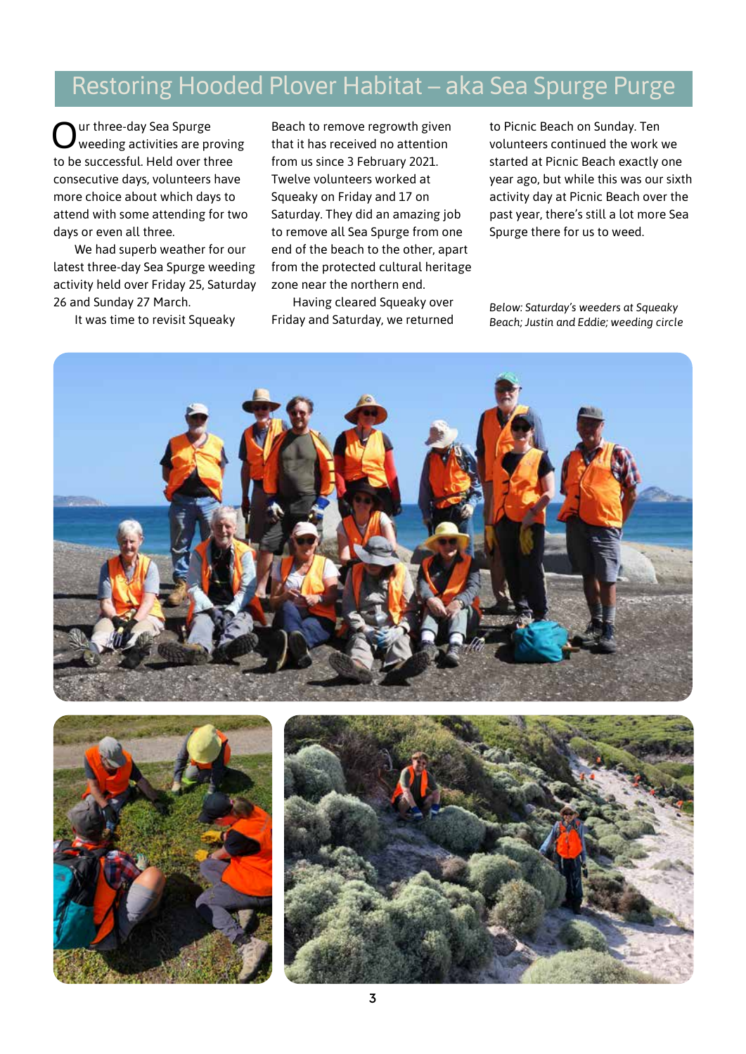# Restoring Hooded Plover Habitat – aka Sea Spurge Purge

Our three-day Sea Spurge weeding activities are proving to be successful. Held over three consecutive days, volunteers have more choice about which days to attend with some attending for two days or even all three.

We had superb weather for our latest three-day Sea Spurge weeding activity held over Friday 25, Saturday 26 and Sunday 27 March.

It was time to revisit Squeaky Beach to remove regrowth given that it has received no attention from us since 3 February 2021. Twelve volunteers worked at Squeaky on Friday and 17 on Saturday. They did an amazing job to remove all Sea Spurge from one end of the beach to the other, apart from the protected cultural heritage zone near the northern end.

Having cleared Squeaky over Friday and Saturday, we returned to Picnic Beach on Sunday. Ten volunteers continued the work we started at Picnic Beach exactly one year ago, but while this was our sixth activity day at Picnic Beach over the past year, there's still a lot more Sea Spurge there for us to weed.

*Below: Saturday's weeders at Squeaky Beach; Justin and Eddie; weeding circle*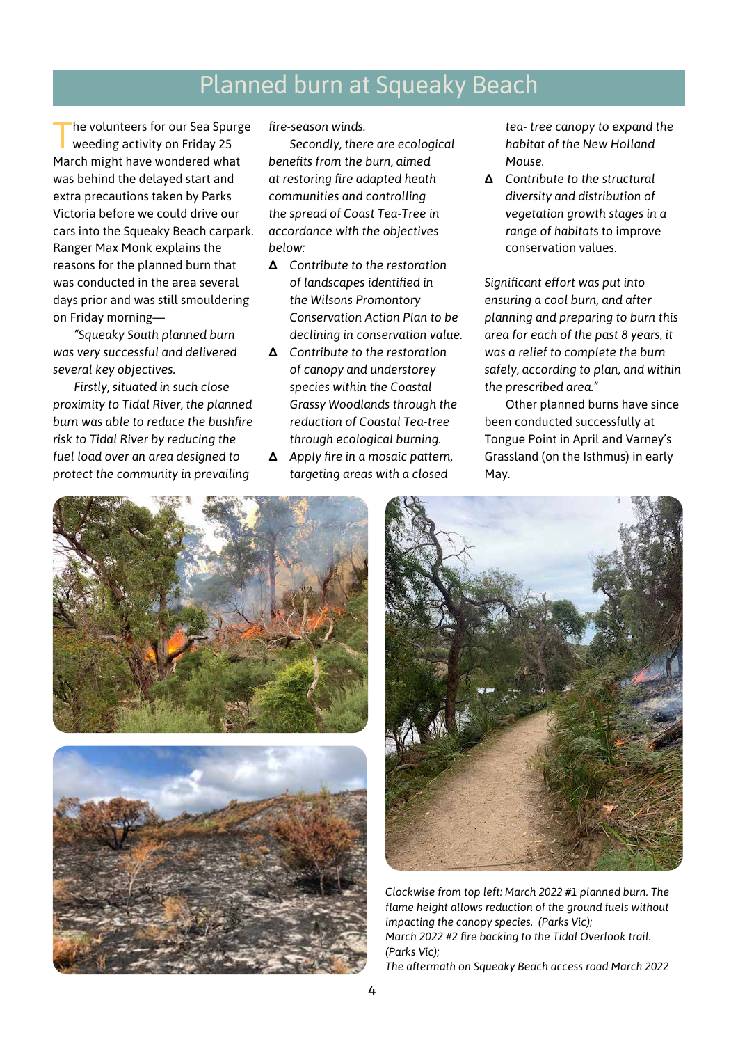# Planned burn at Squeaky Beach

The volunteers for our Sea Spurge weeding activity on Friday 25 March might have wondered what was behind the delayed start and extra precautions taken by Parks Victoria before we could drive our cars into the Squeaky Beach carpark. Ranger Max Monk explains the reasons for the planned burn that was conducted in the area several days prior and was still smouldering on Friday morning—

*"Squeaky South planned burn was very successful and delivered several key objectives.*

*Firstly, situated in such close proximity to Tidal River, the planned burn was able to reduce the bushfire risk to Tidal River by reducing the fuel load over an area designed to protect the community in prevailing fire-season winds.*

*Secondly, there are ecological benefits from the burn, aimed at restoring fire adapted heath communities and controlling the spread of Coast Tea-Tree in accordance with the objectives below:*

- *Contribute to the restoration of landscapes identified in the Wilsons Promontory Conservation Action Plan to be declining in conservation value.*
- *Contribute to the restoration of canopy and understorey species within the Coastal Grassy Woodlands through the reduction of Coastal Tea-tree through ecological burning.*
- *Apply fire in a mosaic pattern, targeting areas with a closed tea- tree canopy to expand the habitat of the New Holland Mouse.*
- *Contribute to the structural diversity and distribution of vegetation growth stages in a range of habitats to improve conservation values.*

*Significant effort was put into ensuring a cool burn, and after planning and preparing to burn this area for each of the past 8 years, it was a relief to complete the burn safely, according to plan, and within the prescribed area."*

Other planned burns have since been conducted successfully at Tongue Point in April and Varney's Grassland (on the Isthmus) in early May.

*Clockwise from top left: March 2022 #1 planned burn. The flame height allows reduction of the ground fuels without impacting the canopy species. (Parks Vic);*
*March 2022 #2 fire backing to the Tidal Overlook trail. (Parks Vic);*
*The aftermath on Squeaky Beach access road March 2022*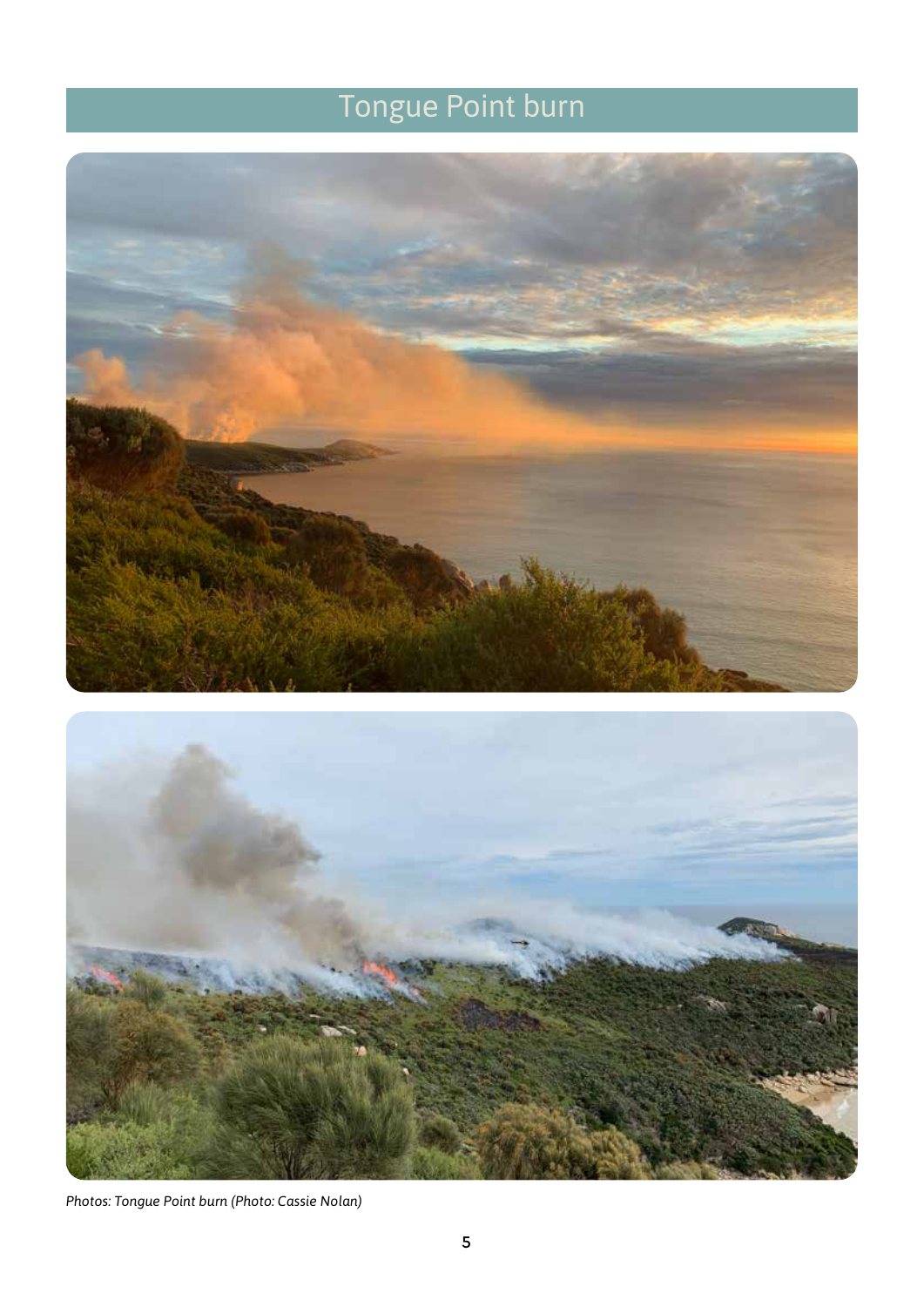# Tongue Point burn

*Photos: Tongue Point burn (Photo: Cassie Nolan)*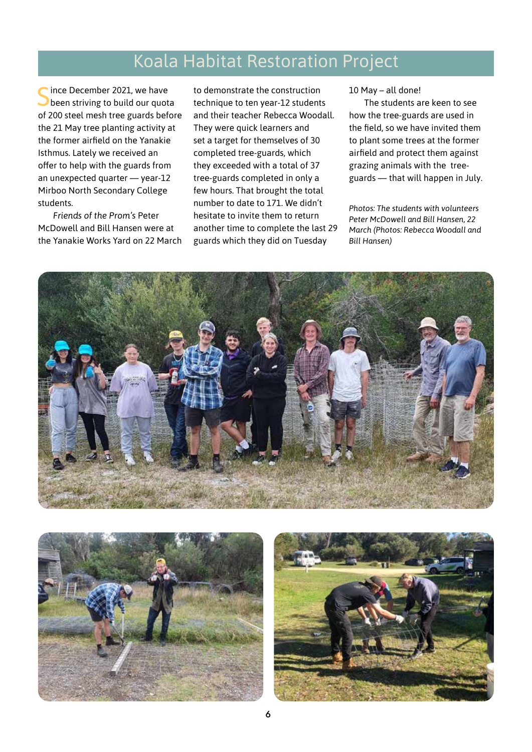# Koala Habitat Restoration Project

Since December 2021, we have been striving to build our quota of 200 steel mesh tree guards before the 21 May tree planting activity at the former airfield on the Yanakie Isthmus. Lately we received an offer to help with the guards from an unexpected quarter — year-12 Mirboo North Secondary College students.

*Friends of the Prom's* Peter McDowell and Bill Hansen were at the Yanakie Works Yard on 22 March to demonstrate the construction technique to ten year-12 students and their teacher Rebecca Woodall. They were quick learners and set a target for themselves of 30 completed tree-guards, which they exceeded with a total of 37 tree-guards completed in only a few hours. That brought the total number to date to 171. We didn't hesitate to invite them to return another time to complete the last 29 guards which they did on Tuesday 10 May – all done!

The students are keen to see how the tree-guards are used in the field, so we have invited them to plant some trees at the former airfield and protect them against grazing animals with the tree-guards — that will happen in July.

*Photos: The students with volunteers Peter McDowell and Bill Hansen, 22 March (Photos: Rebecca Woodall and Bill Hansen)*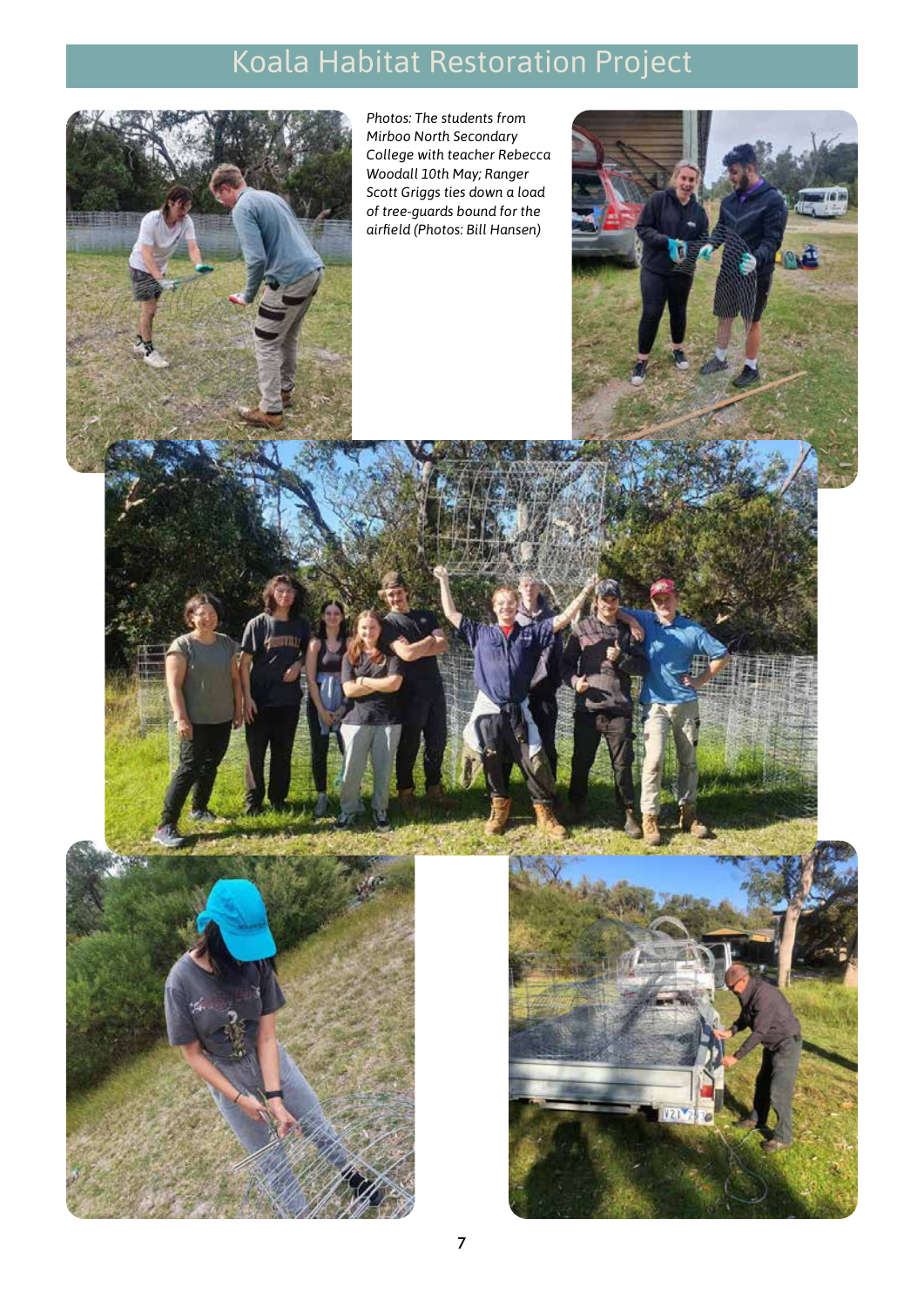# Koala Habitat Restoration Project

*Photos: The students from Mirboo North Secondary College with teacher Rebecca Woodall 10th May; Ranger Scott Griggs ties down a load of tree-guards bound for the airfield (Photos: Bill Hansen)*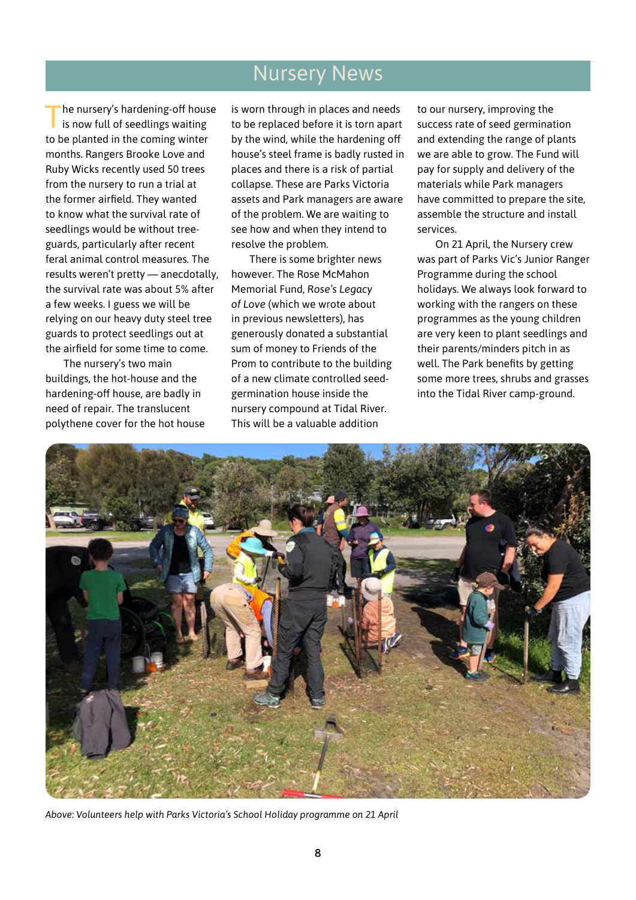# Nursery News

The nursery's hardening-off house is now full of seedlings waiting to be planted in the coming winter months. Rangers Brooke Love and Ruby Wicks recently used 50 trees from the nursery to run a trial at the former airfield. They wanted to know what the survival rate of seedlings would be without tree-guards, particularly after recent feral animal control measures. The results weren't pretty — anecdotally, the survival rate was about 5% after a few weeks. I guess we will be relying on our heavy duty steel tree guards to protect seedlings out at the airfield for some time to come.

The nursery's two main buildings, the hot-house and the hardening-off house, are badly in need of repair. The translucent polythene cover for the hot house is worn through in places and needs to be replaced before it is torn apart by the wind, while the hardening off house's steel frame is badly rusted in places and there is a risk of partial collapse. These are Parks Victoria assets and Park managers are aware of the problem. We are waiting to see how and when they intend to resolve the problem.

There is some brighter news however. The Rose McMahon Memorial Fund, *Rose's Legacy of Love* (which we wrote about in previous newsletters), has generously donated a substantial sum of money to Friends of the Prom to contribute to the building of a new climate controlled seed-germination house inside the nursery compound at Tidal River. This will be a valuable addition to our nursery, improving the success rate of seed germination and extending the range of plants we are able to grow. The Fund will pay for supply and delivery of the materials while Park managers have committed to prepare the site, assemble the structure and install services.

On 21 April, the Nursery crew was part of Parks Vic's Junior Ranger Programme during the school holidays. We always look forward to working with the rangers on these programmes as the young children are very keen to plant seedlings and their parents/minders pitch in as well. The Park benefits by getting some more trees, shrubs and grasses into the Tidal River camp-ground.

*Above: Volunteers help with Parks Victoria's School Holiday programme on 21 April*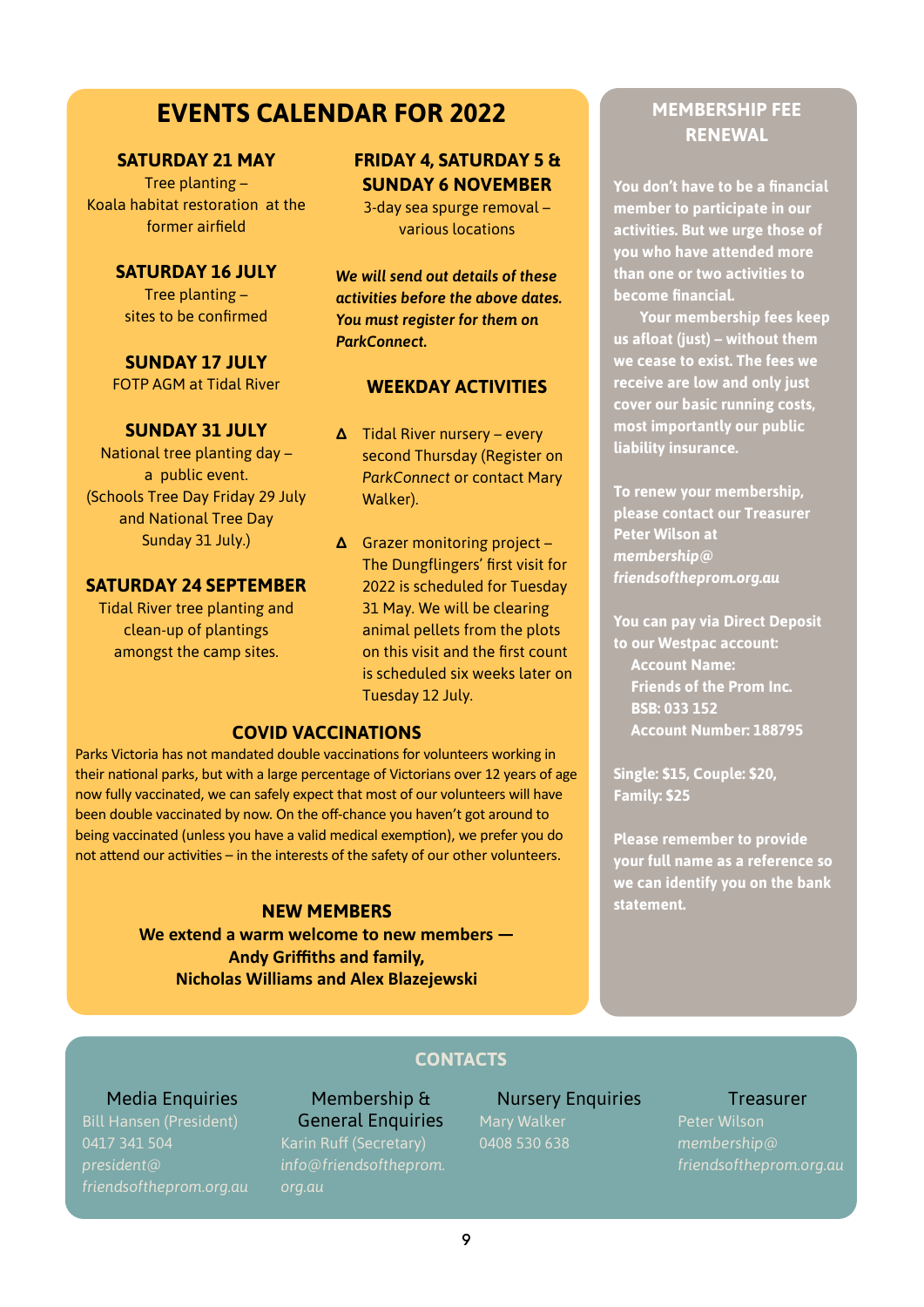# EVENTS CALENDAR FOR 2022

**SATURDAY 21 MAY**
Tree planting –
Koala habitat restoration at the former airfield

**SATURDAY 16 JULY**
Tree planting –
sites to be confirmed

**SUNDAY 17 JULY**
FOTP AGM at Tidal River

**SUNDAY 31 JULY**
National tree planting day – a public event.
(Schools Tree Day Friday 29 July and National Tree Day Sunday 31 July.)

**SATURDAY 24 SEPTEMBER**
Tidal River tree planting and clean-up of plantings amongst the camp sites.

**FRIDAY 4, SATURDAY 5 & SUNDAY 6 NOVEMBER**
3-day sea spurge removal – various locations

***We will send out details of these activities before the above dates. You must register for them on ParkConnect.***

## WEEKDAY ACTIVITIES

- Tidal River nursery – every second Thursday (Register on *ParkConnect* or contact Mary Walker).
- Grazer monitoring project – The Dungflingers' first visit for 2022 is scheduled for Tuesday 31 May. We will be clearing animal pellets from the plots on this visit and the first count is scheduled six weeks later on Tuesday 12 July.

## COVID VACCINATIONS

Parks Victoria has not mandated double vaccinations for volunteers working in their national parks, but with a large percentage of Victorians over 12 years of age now fully vaccinated, we can safely expect that most of our volunteers will have been double vaccinated by now. On the off-chance you haven't got around to being vaccinated (unless you have a valid medical exemption), we prefer you do not attend our activities – in the interests of the safety of our other volunteers.

## NEW MEMBERS

**We extend a warm welcome to new members — Andy Griffiths and family, Nicholas Williams and Alex Blazejewski**

## MEMBERSHIP FEE RENEWAL

**You don't have to be a financial member to participate in our activities. But we urge those of you who have attended more than one or two activities to become financial.**

**Your membership fees keep us afloat (just) – without them we cease to exist. The fees we receive are low and only just cover our basic running costs, most importantly our public liability insurance.**

**To renew your membership, please contact our Treasurer Peter Wilson at *membership@friendsoftheprom.org.au***

**You can pay via Direct Deposit to our Westpac account:**
**Account Name: Friends of the Prom Inc.**
**BSB: 033 152**
**Account Number: 188795**

**Single: $15, Couple: $20, Family: $25**

**Please remember to provide your full name as a reference so we can identify you on the bank statement.**

## CONTACTS

**Media Enquiries**
Bill Hansen (President)
0417 341 504
*president@friendsoftheprom.org.au*

**Membership & General Enquiries**
Karin Ruff (Secretary)
*info@friendsoftheprom.org.au*

**Nursery Enquiries**
Mary Walker
0408 530 638

**Treasurer**
Peter Wilson
*membership@friendsoftheprom.org.au*